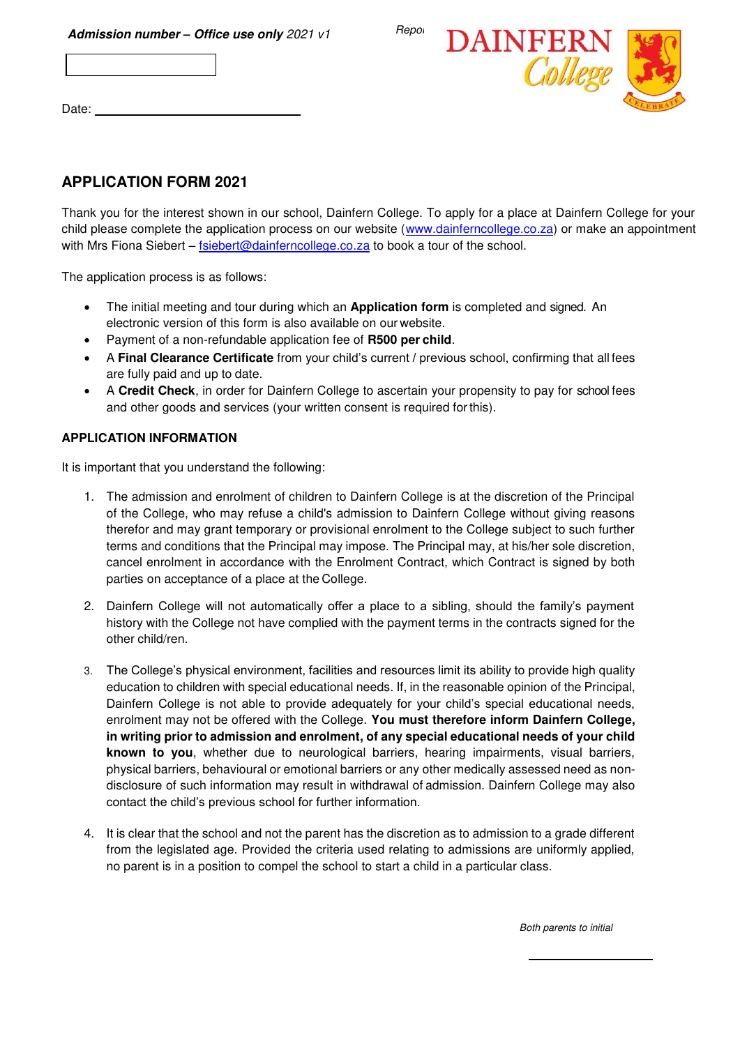***Admission number – Office use only** 2021 v1*

*Repo*

**DAINFERN College**

Date: ______________________________

## APPLICATION FORM 2021

Thank you for the interest shown in our school, Dainfern College. To apply for a place at Dainfern College for your child please complete the application process on our website (www.dainferncollege.co.za) or make an appointment with Mrs Fiona Siebert – fsiebert@dainferncollege.co.za to book a tour of the school.

The application process is as follows:

- The initial meeting and tour during which an **Application form** is completed and signed. An electronic version of this form is also available on our website.
- Payment of a non-refundable application fee of **R500 per child**.
- A **Final Clearance Certificate** from your child's current / previous school, confirming that all fees are fully paid and up to date.
- A **Credit Check**, in order for Dainfern College to ascertain your propensity to pay for school fees and other goods and services (your written consent is required for this).

### APPLICATION INFORMATION

It is important that you understand the following:

1. The admission and enrolment of children to Dainfern College is at the discretion of the Principal of the College, who may refuse a child's admission to Dainfern College without giving reasons therefor and may grant temporary or provisional enrolment to the College subject to such further terms and conditions that the Principal may impose. The Principal may, at his/her sole discretion, cancel enrolment in accordance with the Enrolment Contract, which Contract is signed by both parties on acceptance of a place at the College.

2. Dainfern College will not automatically offer a place to a sibling, should the family's payment history with the College not have complied with the payment terms in the contracts signed for the other child/ren.

3. The College's physical environment, facilities and resources limit its ability to provide high quality education to children with special educational needs. If, in the reasonable opinion of the Principal, Dainfern College is not able to provide adequately for your child's special educational needs, enrolment may not be offered with the College. **You must therefore inform Dainfern College, in writing prior to admission and enrolment, of any special educational needs of your child known to you**, whether due to neurological barriers, hearing impairments, visual barriers, physical barriers, behavioural or emotional barriers or any other medically assessed need as non-disclosure of such information may result in withdrawal of admission. Dainfern College may also contact the child's previous school for further information.

4. It is clear that the school and not the parent has the discretion as to admission to a grade different from the legislated age. Provided the criteria used relating to admissions are uniformly applied, no parent is in a position to compel the school to start a child in a particular class.

*Both parents to initial*

______________________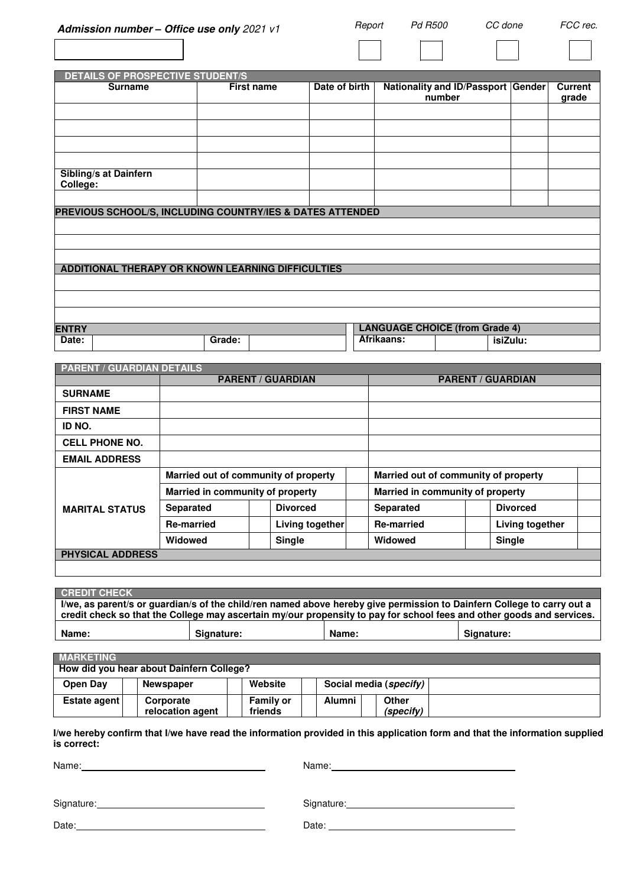**Admission number – Office use only** *2021 v1*

| *Report* | *Pd R500* | *CC done* | *FCC rec.* |
|---|---|---|---|
| | | | |

## DETAILS OF PROSPECTIVE STUDENT/S

| Surname | First name | Date of birth | Nationality and ID/Passport number | Gender | Current grade |
|---|---|---|---|---|---|
| | | | | | |
| | | | | | |
| | | | | | |
| | | | | | |
| **Sibling/s at Dainfern College:** | | | | | |
| | | | | | |

## PREVIOUS SCHOOL/S, INCLUDING COUNTRY/IES & DATES ATTENDED

## ADDITIONAL THERAPY OR KNOWN LEARNING DIFFICULTIES

## ENTRY

| Date: | | Grade: | |
|---|---|---|---|

## LANGUAGE CHOICE (from Grade 4)

| Afrikaans: | | isiZulu: | |
|---|---|---|---|

## PARENT / GUARDIAN DETAILS

| | PARENT / GUARDIAN | | | | PARENT / GUARDIAN | | | |
|---|---|---|---|---|---|---|---|---|
| **SURNAME** | | | | | | | | |
| **FIRST NAME** | | | | | | | | |
| **ID NO.** | | | | | | | | |
| **CELL PHONE NO.** | | | | | | | | |
| **EMAIL ADDRESS** | | | | | | | | |
| **MARITAL STATUS** | Married out of community of property | | | | Married out of community of property | | | |
| | Married in community of property | | | | Married in community of property | | | |
| | Separated | | Divorced | | Separated | | Divorced | |
| | Re-married | | Living together | | Re-married | | Living together | |
| | Widowed | | Single | | Widowed | | Single | |

**PHYSICAL ADDRESS**

## CREDIT CHECK

**I/we, as parent/s or guardian/s of the child/ren named above hereby give permission to Dainfern College to carry out a credit check so that the College may ascertain my/our propensity to pay for school fees and other goods and services.**

| Name: | Signature: | Name: | Signature: |
|---|---|---|---|

## MARKETING

**How did you hear about Dainfern College?**

| Open Day | | Newspaper | | Website | | Social media (*specify*) | |
|---|---|---|---|---|---|---|---|
| Estate agent | | Corporate relocation agent | | Family or friends | | Alumni | | Other (*specify*) | |

**I/we hereby confirm that I/we have read the information provided in this application form and that the information supplied is correct:**

Name:\_\_\_\_\_\_\_\_\_\_\_\_\_\_\_\_\_\_\_\_\_\_\_\_\_\_\_\_ Name:\_\_\_\_\_\_\_\_\_\_\_\_\_\_\_\_\_\_\_\_\_\_\_\_\_\_\_\_

Signature:\_\_\_\_\_\_\_\_\_\_\_\_\_\_\_\_\_\_\_\_\_\_\_\_\_\_\_\_ Signature:\_\_\_\_\_\_\_\_\_\_\_\_\_\_\_\_\_\_\_\_\_\_\_\_\_\_\_\_

Date:\_\_\_\_\_\_\_\_\_\_\_\_\_\_\_\_\_\_\_\_\_\_\_\_\_\_\_\_ Date:\_\_\_\_\_\_\_\_\_\_\_\_\_\_\_\_\_\_\_\_\_\_\_\_\_\_\_\_